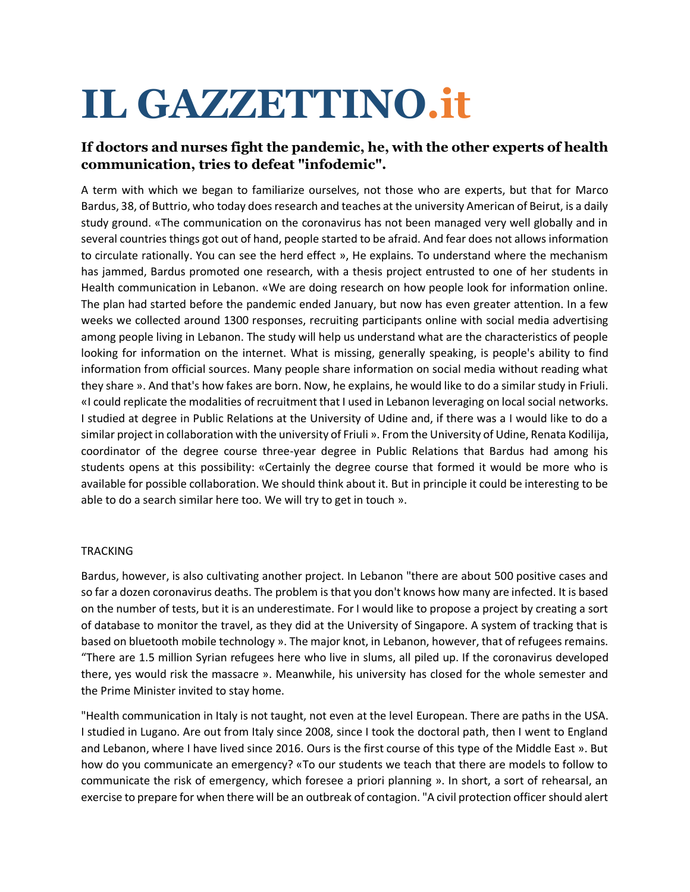# IL GAZZETTINO.it

### If doctors and nurses fight the pandemic, he, with the other experts of health communication, tries to defeat "infodemic".

A term with which we began to familiarize ourselves, not those who are experts, but that for Marco Bardus, 38, of Buttrio, who today does research and teaches at the university American of Beirut, is a daily study ground. «The communication on the coronavirus has not been managed very well globally and in several countries things got out of hand, people started to be afraid. And fear does not allows information to circulate rationally. You can see the herd effect », He explains. To understand where the mechanism has jammed, Bardus promoted one research, with a thesis project entrusted to one of her students in Health communication in Lebanon. «We are doing research on how people look for information online. The plan had started before the pandemic ended January, but now has even greater attention. In a few weeks we collected around 1300 responses, recruiting participants online with social media advertising among people living in Lebanon. The study will help us understand what are the characteristics of people looking for information on the internet. What is missing, generally speaking, is people's ability to find information from official sources. Many people share information on social media without reading what they share ». And that's how fakes are born. Now, he explains, he would like to do a similar study in Friuli. «I could replicate the modalities of recruitment that I used in Lebanon leveraging on local social networks. I studied at degree in Public Relations at the University of Udine and, if there was a I would like to do a similar project in collaboration with the university of Friuli ». From the University of Udine, Renata Kodilija, coordinator of the degree course three-year degree in Public Relations that Bardus had among his students opens at this possibility: «Certainly the degree course that formed it would be more who is available for possible collaboration. We should think about it. But in principle it could be interesting to be able to do a search similar here too. We will try to get in touch ».

TRACKING

Bardus, however, is also cultivating another project. In Lebanon "there are about 500 positive cases and so far a dozen coronavirus deaths. The problem is that you don't knows how many are infected. It is based on the number of tests, but it is an underestimate. For I would like to propose a project by creating a sort of database to monitor the travel, as they did at the University of Singapore. A system of tracking that is based on bluetooth mobile technology ». The major knot, in Lebanon, however, that of refugees remains. "There are 1.5 million Syrian refugees here who live in slums, all piled up. If the coronavirus developed there, yes would risk the massacre ». Meanwhile, his university has closed for the whole semester and the Prime Minister invited to stay home.

"Health communication in Italy is not taught, not even at the level European. There are paths in the USA. I studied in Lugano. Are out from Italy since 2008, since I took the doctoral path, then I went to England and Lebanon, where I have lived since 2016. Ours is the first course of this type of the Middle East ». But how do you communicate an emergency? «To our students we teach that there are models to follow to communicate the risk of emergency, which foresee a priori planning ». In short, a sort of rehearsal, an exercise to prepare for when there will be an outbreak of contagion. "A civil protection officer should alert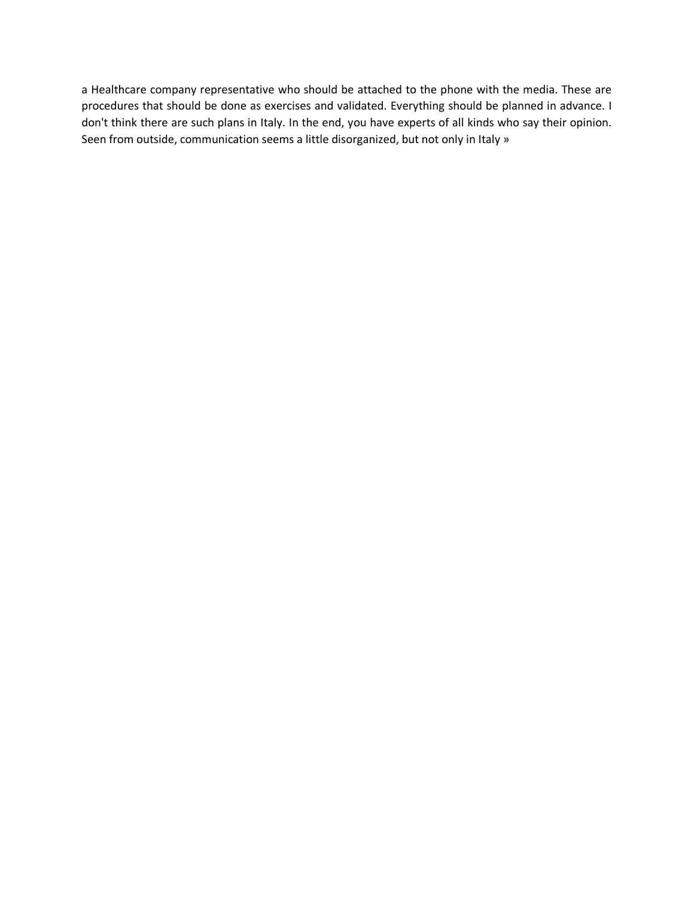a Healthcare company representative who should be attached to the phone with the media. These are procedures that should be done as exercises and validated. Everything should be planned in advance. I don't think there are such plans in Italy. In the end, you have experts of all kinds who say their opinion. Seen from outside, communication seems a little disorganized, but not only in Italy »